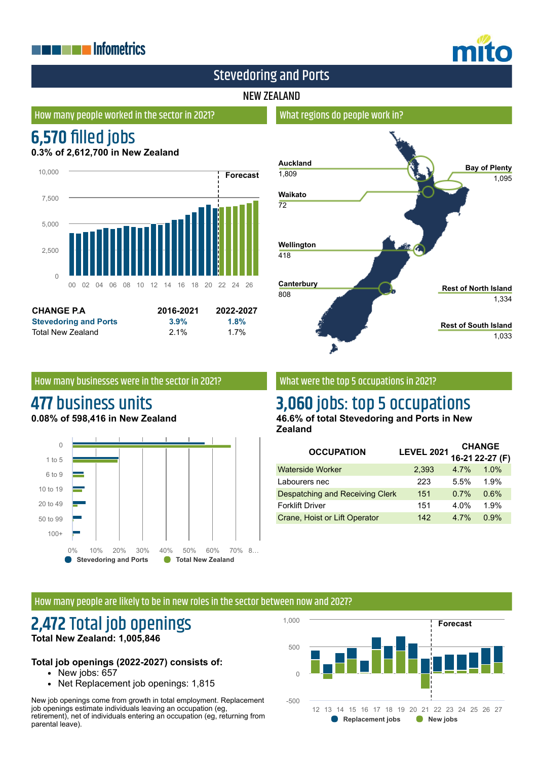Infometrics

mito

# Stevedoring and Ports

## NEW ZEALAND

### How many people worked in the sector in 2021?

## 6,570 filled jobs

**0.3% of 2,612,700 in New Zealand**

| CHANGE P.A | 2016-2021 | 2022-2027 |
|---|---|---|
| **Stevedoring and Ports** | **3.9%** | **1.8%** |
| Total New Zealand | 2.1% | 1.7% |

### What regions do people work in?

| Region | Jobs |
|---|---|
| Auckland | 1,809 |
| Bay of Plenty | 1,095 |
| Waikato | 72 |
| Wellington | 418 |
| Canterbury | 808 |
| Rest of North Island | 1,334 |
| Rest of South Island | 1,033 |

### How many businesses were in the sector in 2021?

## 477 business units

**0.08% of 598,416 in New Zealand**

### What were the top 5 occupations in 2021?

## 3,060 jobs: top 5 occupations

**46.6% of total Stevedoring and Ports in New Zealand**

| OCCUPATION | LEVEL 2021 | CHANGE 16-21 | 22-27 (F) |
|---|---|---|---|
| Waterside Worker | 2,393 | 4.7% | 1.0% |
| Labourers nec | 223 | 5.5% | 1.9% |
| Despatching and Receiving Clerk | 151 | 0.7% | 0.6% |
| Forklift Driver | 151 | 4.0% | 1.9% |
| Crane, Hoist or Lift Operator | 142 | 4.7% | 0.9% |

### How many people are likely to be in new roles in the sector between now and 2027?

## 2,472 Total job openings

**Total New Zealand: 1,005,846**

**Total job openings (2022-2027) consists of:**

- New jobs: 657
- Net Replacement job openings: 1,815

New job openings come from growth in total employment. Replacement job openings estimate individuals leaving an occupation (eg, retirement), net of individuals entering an occupation (eg, returning from parental leave).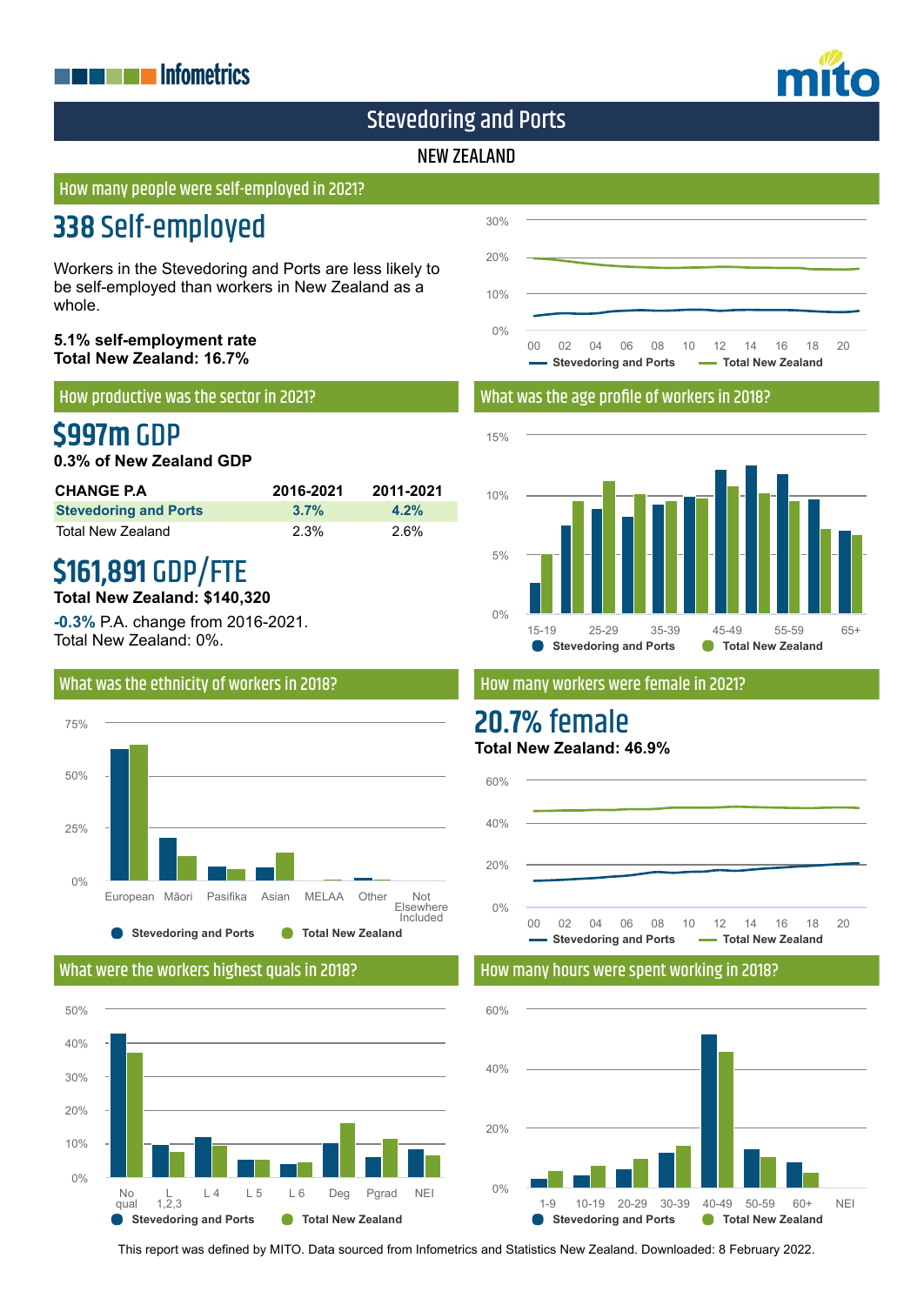Infometrics

mito

# Stevedoring and Ports

NEW ZEALAND

## How many people were self-employed in 2021?

### 338 Self-employed

Workers in the Stevedoring and Ports are less likely to be self-employed than workers in New Zealand as a whole.

**5.1% self-employment rate**
**Total New Zealand: 16.7%**

30%
20%
10%
0%
00 02 04 06 08 10 12 14 16 18 20
Stevedoring and Ports
Total New Zealand

## How productive was the sector in 2021?

### $997m GDP

**0.3% of New Zealand GDP**

| CHANGE P.A | 2016-2021 | 2011-2021 |
|---|---|---|
| **Stevedoring and Ports** | **3.7%** | **4.2%** |
| Total New Zealand | 2.3% | 2.6% |

### $161,891 GDP/FTE

**Total New Zealand: $140,320**

-0.3% P.A. change from 2016-2021.
Total New Zealand: 0%.

## What was the age profile of workers in 2018?

15%
10%
5%
0%
15-19 25-29 35-39 45-49 55-59 65+
Stevedoring and Ports
Total New Zealand

## What was the ethnicity of workers in 2018?

75%
50%
25%
0%
European Māori Pasifika Asian MELAA Other Not Elsewhere Included
Stevedoring and Ports
Total New Zealand

## How many workers were female in 2021?

### 20.7% female

**Total New Zealand: 46.9%**

60%
40%
20%
0%
00 02 04 06 08 10 12 14 16 18 20
Stevedoring and Ports
Total New Zealand

## What were the workers highest quals in 2018?

50%
40%
30%
20%
10%
0%
No qual L 1,2,3 L 4 L 5 L 6 Deg Pgrad NEI
Stevedoring and Ports
Total New Zealand

## How many hours were spent working in 2018?

60%
40%
20%
0%
1-9 10-19 20-29 30-39 40-49 50-59 60+ NEI
Stevedoring and Ports
Total New Zealand

This report was defined by MITO. Data sourced from Infometrics and Statistics New Zealand. Downloaded: 8 February 2022.